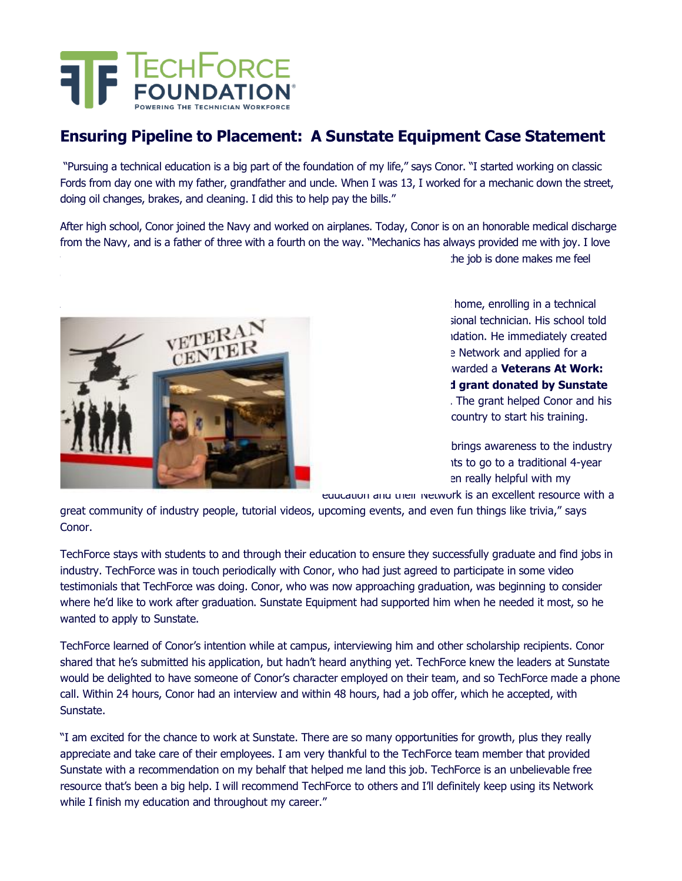# Ensuring Pipeline to Placement: A Sunstate Equipment Case Statement

"Pursuing a technical education is a big part of the foundation of my life," says Conor. "I started working on classic Fords from day one with my father, grandfather and uncle. When I was 13, I worked for a mechanic down the street, doing oil changes, brakes, and cleaning. I did this to help pay the bills."

After high school, Conor joined the Navy and worked on airplanes. Today, Conor is on an honorable medical discharge from the Navy, and is a father of three with a fourth on the way. "Mechanics has always provided me with joy. I love

he job is done makes me feel

home, enrolling in a technical sional technician. His school told ndation. He immediately created e Network and applied for a warded a **Veterans At Work:** **d grant donated by Sunstate** . The grant helped Conor and his country to start his training.

brings awareness to the industry nts to go to a traditional 4-year en really helpful with my education and their Network is an excellent resource with a great community of industry people, tutorial videos, upcoming events, and even fun things like trivia," says Conor.

TechForce stays with students to and through their education to ensure they successfully graduate and find jobs in industry. TechForce was in touch periodically with Conor, who had just agreed to participate in some video testimonials that TechForce was doing. Conor, who was now approaching graduation, was beginning to consider where he'd like to work after graduation. Sunstate Equipment had supported him when he needed it most, so he wanted to apply to Sunstate.

TechForce learned of Conor's intention while at campus, interviewing him and other scholarship recipients. Conor shared that he's submitted his application, but hadn't heard anything yet. TechForce knew the leaders at Sunstate would be delighted to have someone of Conor's character employed on their team, and so TechForce made a phone call. Within 24 hours, Conor had an interview and within 48 hours, had a job offer, which he accepted, with Sunstate.

"I am excited for the chance to work at Sunstate. There are so many opportunities for growth, plus they really appreciate and take care of their employees. I am very thankful to the TechForce team member that provided Sunstate with a recommendation on my behalf that helped me land this job. TechForce is an unbelievable free resource that's been a big help. I will recommend TechForce to others and I'll definitely keep using its Network while I finish my education and throughout my career."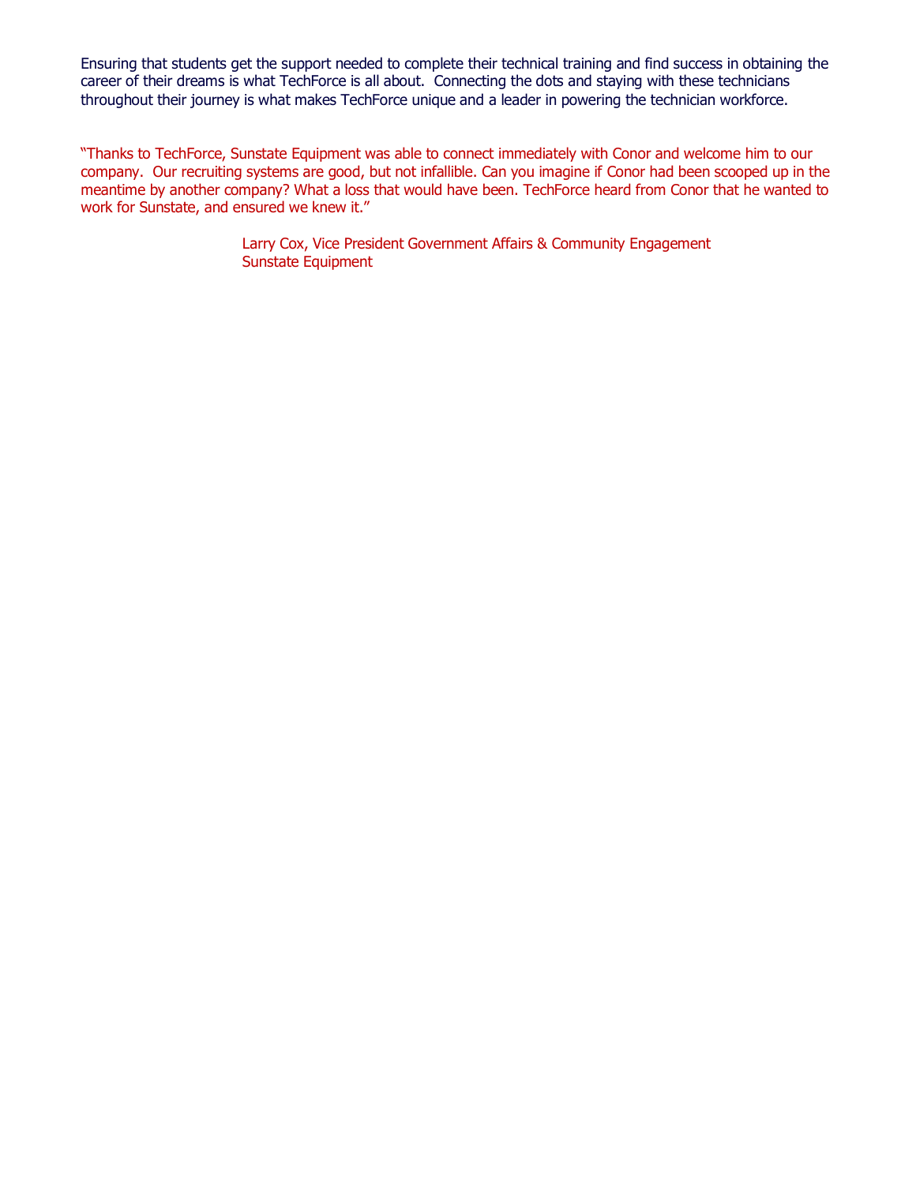Ensuring that students get the support needed to complete their technical training and find success in obtaining the career of their dreams is what TechForce is all about. Connecting the dots and staying with these technicians throughout their journey is what makes TechForce unique and a leader in powering the technician workforce.

"Thanks to TechForce, Sunstate Equipment was able to connect immediately with Conor and welcome him to our company. Our recruiting systems are good, but not infallible. Can you imagine if Conor had been scooped up in the meantime by another company? What a loss that would have been. TechForce heard from Conor that he wanted to work for Sunstate, and ensured we knew it."

Larry Cox, Vice President Government Affairs & Community Engagement
Sunstate Equipment